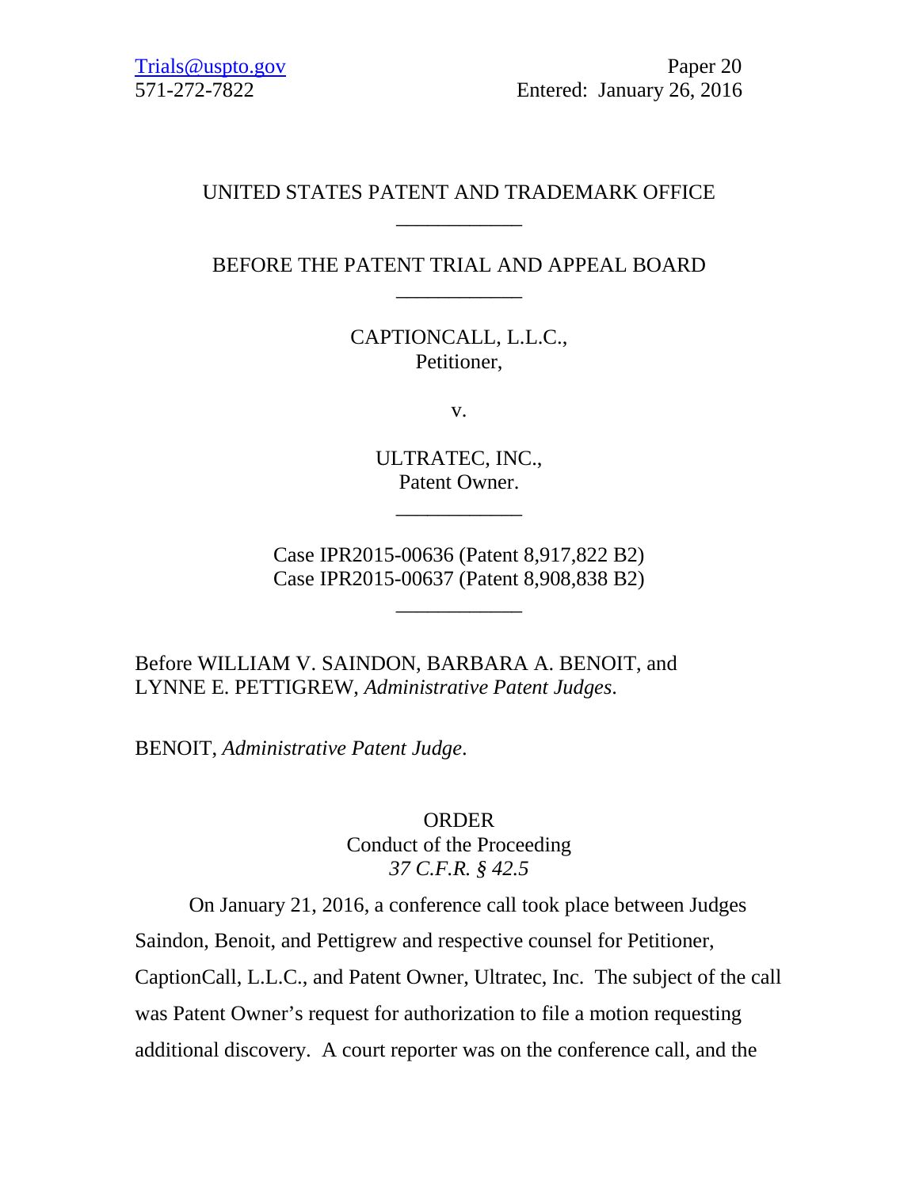Trials@uspto.gov
571-272-7822

Paper 20
Entered: January 26, 2016

UNITED STATES PATENT AND TRADEMARK OFFICE

____________

BEFORE THE PATENT TRIAL AND APPEAL BOARD

____________

CAPTIONCALL, L.L.C.,
Petitioner,

v.

ULTRATEC, INC.,
Patent Owner.

____________

Case IPR2015-00636 (Patent 8,917,822 B2)
Case IPR2015-00637 (Patent 8,908,838 B2)

____________

Before WILLIAM V. SAINDON, BARBARA A. BENOIT, and LYNNE E. PETTIGREW, *Administrative Patent Judges*.

BENOIT, *Administrative Patent Judge*.

ORDER
Conduct of the Proceeding
*37 C.F.R. § 42.5*

On January 21, 2016, a conference call took place between Judges Saindon, Benoit, and Pettigrew and respective counsel for Petitioner, CaptionCall, L.L.C., and Patent Owner, Ultratec, Inc. The subject of the call was Patent Owner's request for authorization to file a motion requesting additional discovery. A court reporter was on the conference call, and the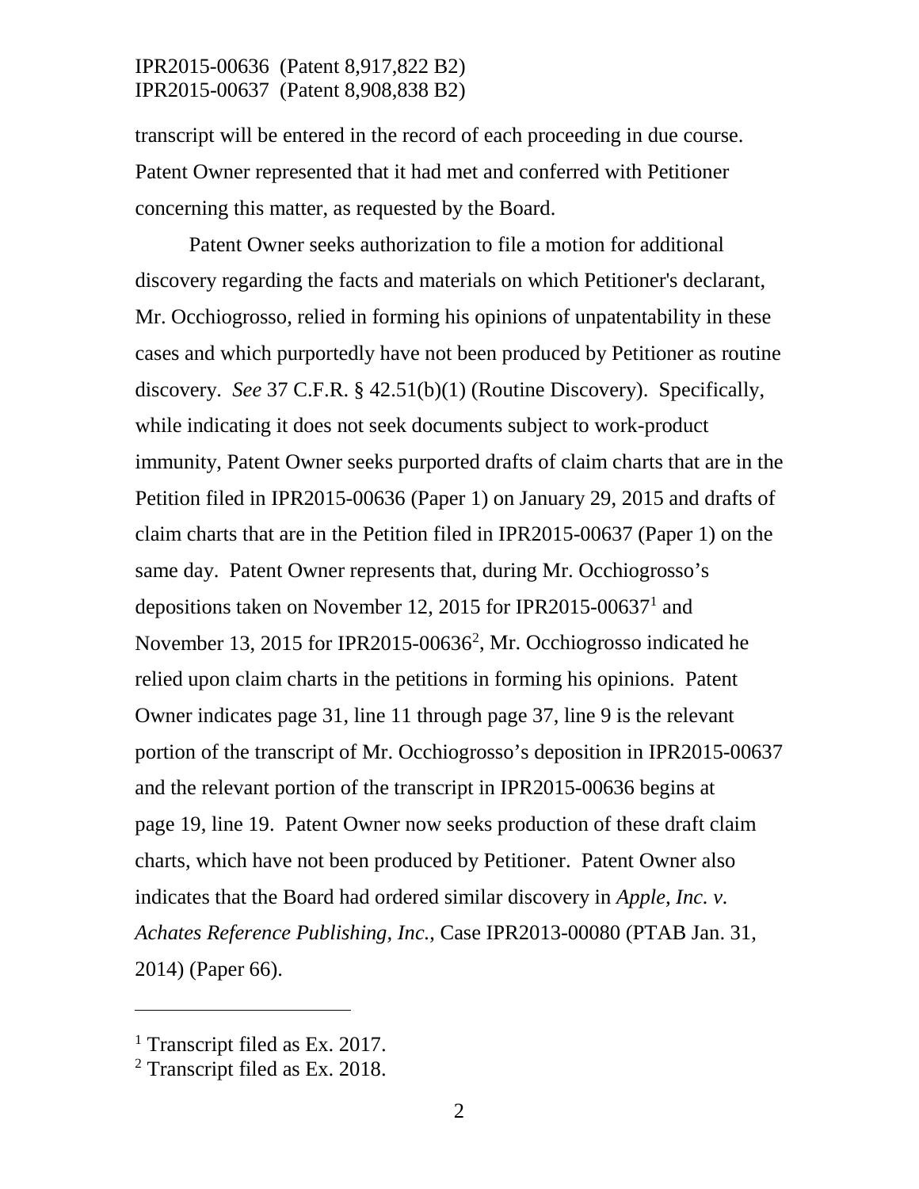transcript will be entered in the record of each proceeding in due course. Patent Owner represented that it had met and conferred with Petitioner concerning this matter, as requested by the Board.

Patent Owner seeks authorization to file a motion for additional discovery regarding the facts and materials on which Petitioner's declarant, Mr. Occhiogrosso, relied in forming his opinions of unpatentability in these cases and which purportedly have not been produced by Petitioner as routine discovery. *See* 37 C.F.R. § 42.51(b)(1) (Routine Discovery). Specifically, while indicating it does not seek documents subject to work-product immunity, Patent Owner seeks purported drafts of claim charts that are in the Petition filed in IPR2015-00636 (Paper 1) on January 29, 2015 and drafts of claim charts that are in the Petition filed in IPR2015-00637 (Paper 1) on the same day. Patent Owner represents that, during Mr. Occhiogrosso's depositions taken on November 12, 2015 for IPR2015-00637[1] and November 13, 2015 for IPR2015-00636[2], Mr. Occhiogrosso indicated he relied upon claim charts in the petitions in forming his opinions. Patent Owner indicates page 31, line 11 through page 37, line 9 is the relevant portion of the transcript of Mr. Occhiogrosso's deposition in IPR2015-00637 and the relevant portion of the transcript in IPR2015-00636 begins at page 19, line 19. Patent Owner now seeks production of these draft claim charts, which have not been produced by Petitioner. Patent Owner also indicates that the Board had ordered similar discovery in *Apple, Inc. v. Achates Reference Publishing, Inc.*, Case IPR2013-00080 (PTAB Jan. 31, 2014) (Paper 66).

---

[1] Transcript filed as Ex. 2017.

[2] Transcript filed as Ex. 2018.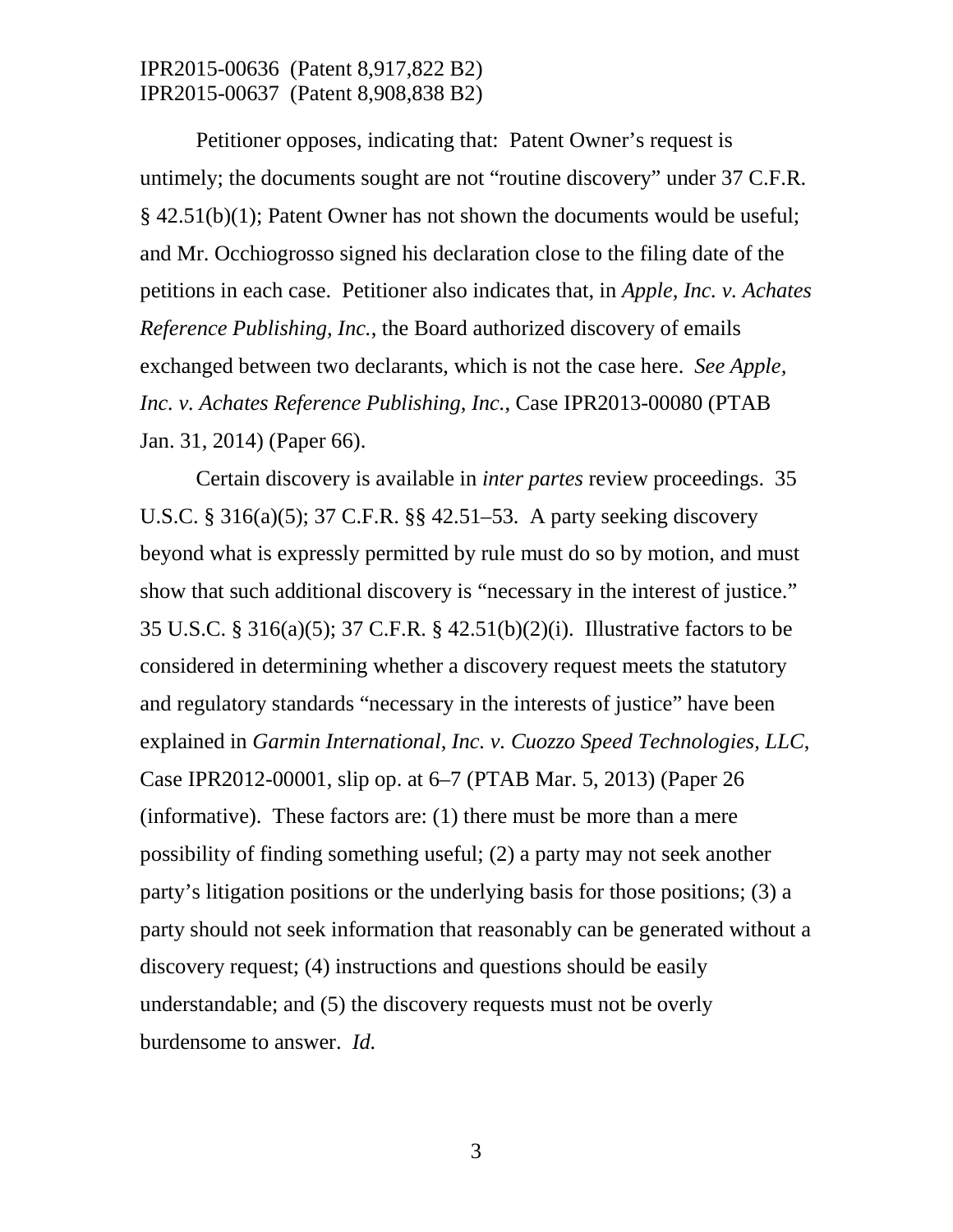Petitioner opposes, indicating that: Patent Owner's request is untimely; the documents sought are not "routine discovery" under 37 C.F.R. § 42.51(b)(1); Patent Owner has not shown the documents would be useful; and Mr. Occhiogrosso signed his declaration close to the filing date of the petitions in each case. Petitioner also indicates that, in *Apple, Inc. v. Achates Reference Publishing, Inc.*, the Board authorized discovery of emails exchanged between two declarants, which is not the case here. *See Apple, Inc. v. Achates Reference Publishing, Inc.*, Case IPR2013-00080 (PTAB Jan. 31, 2014) (Paper 66).

Certain discovery is available in *inter partes* review proceedings. 35 U.S.C. § 316(a)(5); 37 C.F.R. §§ 42.51–53. A party seeking discovery beyond what is expressly permitted by rule must do so by motion, and must show that such additional discovery is "necessary in the interest of justice." 35 U.S.C. § 316(a)(5); 37 C.F.R. § 42.51(b)(2)(i). Illustrative factors to be considered in determining whether a discovery request meets the statutory and regulatory standards "necessary in the interests of justice" have been explained in *Garmin International, Inc. v. Cuozzo Speed Technologies, LLC*, Case IPR2012-00001, slip op. at 6–7 (PTAB Mar. 5, 2013) (Paper 26 (informative). These factors are: (1) there must be more than a mere possibility of finding something useful; (2) a party may not seek another party's litigation positions or the underlying basis for those positions; (3) a party should not seek information that reasonably can be generated without a discovery request; (4) instructions and questions should be easily understandable; and (5) the discovery requests must not be overly burdensome to answer. *Id.*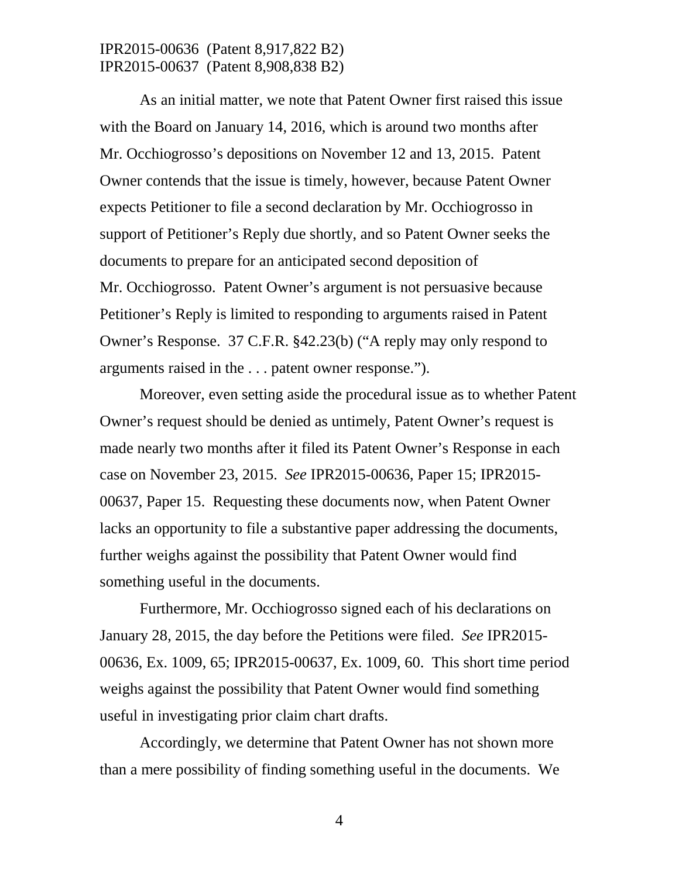As an initial matter, we note that Patent Owner first raised this issue with the Board on January 14, 2016, which is around two months after Mr. Occhiogrosso's depositions on November 12 and 13, 2015. Patent Owner contends that the issue is timely, however, because Patent Owner expects Petitioner to file a second declaration by Mr. Occhiogrosso in support of Petitioner's Reply due shortly, and so Patent Owner seeks the documents to prepare for an anticipated second deposition of Mr. Occhiogrosso. Patent Owner's argument is not persuasive because Petitioner's Reply is limited to responding to arguments raised in Patent Owner's Response. 37 C.F.R. §42.23(b) ("A reply may only respond to arguments raised in the . . . patent owner response.").

Moreover, even setting aside the procedural issue as to whether Patent Owner's request should be denied as untimely, Patent Owner's request is made nearly two months after it filed its Patent Owner's Response in each case on November 23, 2015. *See* IPR2015-00636, Paper 15; IPR2015-00637, Paper 15. Requesting these documents now, when Patent Owner lacks an opportunity to file a substantive paper addressing the documents, further weighs against the possibility that Patent Owner would find something useful in the documents.

Furthermore, Mr. Occhiogrosso signed each of his declarations on January 28, 2015, the day before the Petitions were filed. *See* IPR2015-00636, Ex. 1009, 65; IPR2015-00637, Ex. 1009, 60. This short time period weighs against the possibility that Patent Owner would find something useful in investigating prior claim chart drafts.

Accordingly, we determine that Patent Owner has not shown more than a mere possibility of finding something useful in the documents. We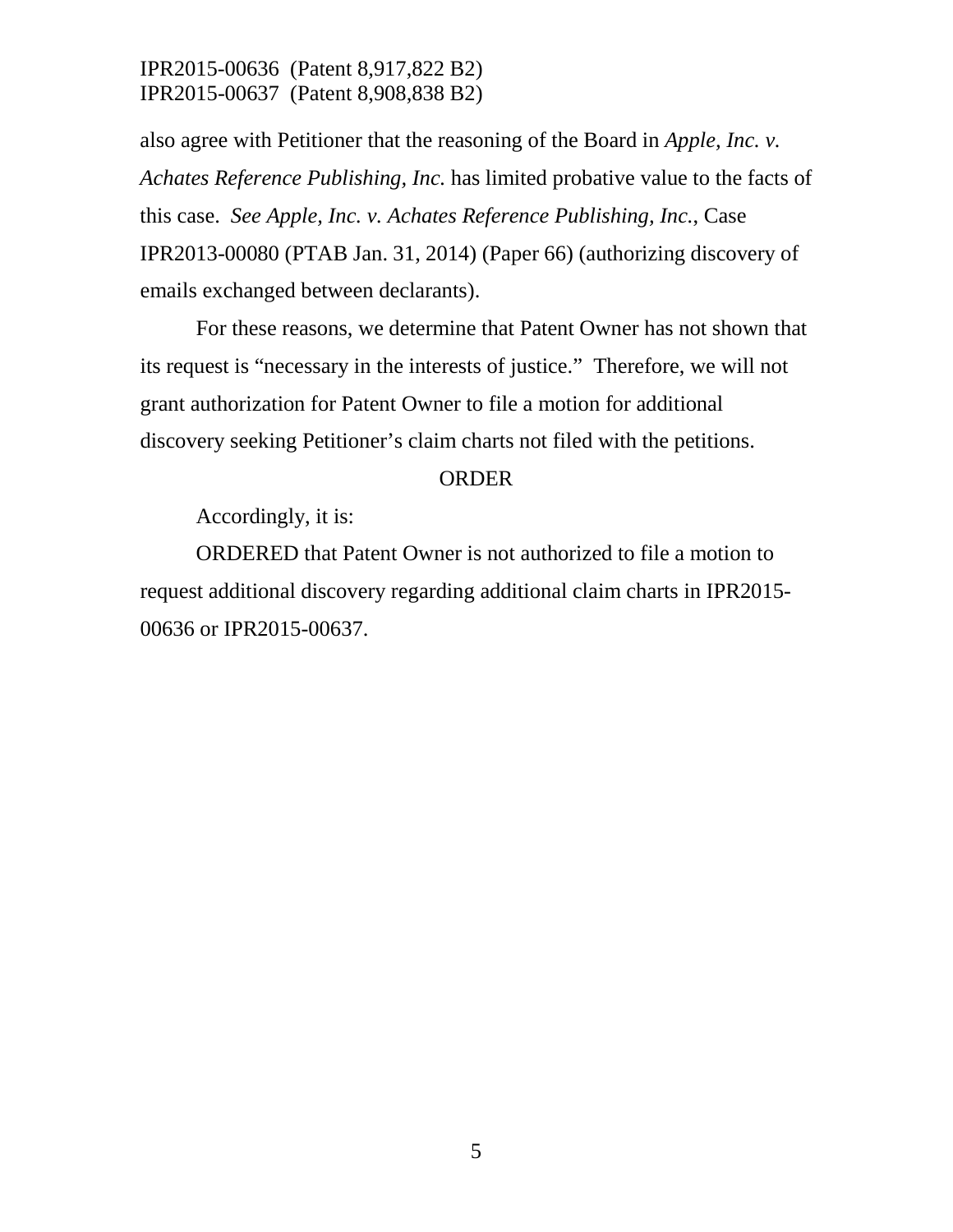also agree with Petitioner that the reasoning of the Board in *Apple, Inc. v. Achates Reference Publishing, Inc.* has limited probative value to the facts of this case. *See Apple, Inc. v. Achates Reference Publishing, Inc.*, Case IPR2013-00080 (PTAB Jan. 31, 2014) (Paper 66) (authorizing discovery of emails exchanged between declarants).

For these reasons, we determine that Patent Owner has not shown that its request is "necessary in the interests of justice." Therefore, we will not grant authorization for Patent Owner to file a motion for additional discovery seeking Petitioner's claim charts not filed with the petitions.

ORDER

Accordingly, it is:

ORDERED that Patent Owner is not authorized to file a motion to request additional discovery regarding additional claim charts in IPR2015-00636 or IPR2015-00637.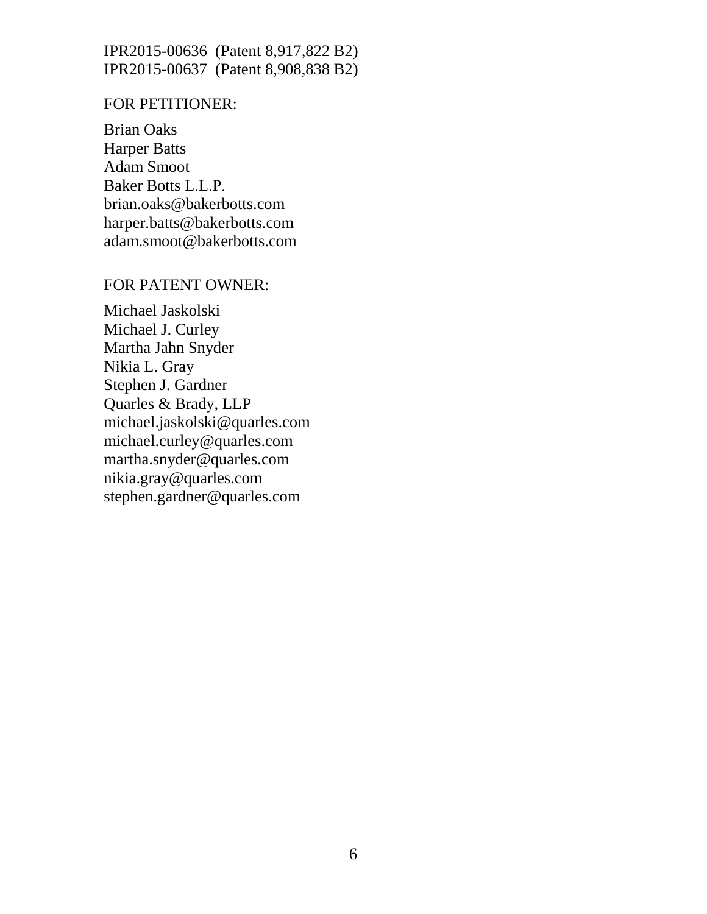IPR2015-00636 (Patent 8,917,822 B2)
IPR2015-00637 (Patent 8,908,838 B2)

FOR PETITIONER:

Brian Oaks
Harper Batts
Adam Smoot
Baker Botts L.L.P.
brian.oaks@bakerbotts.com
harper.batts@bakerbotts.com
adam.smoot@bakerbotts.com

FOR PATENT OWNER:

Michael Jaskolski
Michael J. Curley
Martha Jahn Snyder
Nikia L. Gray
Stephen J. Gardner
Quarles & Brady, LLP
michael.jaskolski@quarles.com
michael.curley@quarles.com
martha.snyder@quarles.com
nikia.gray@quarles.com
stephen.gardner@quarles.com